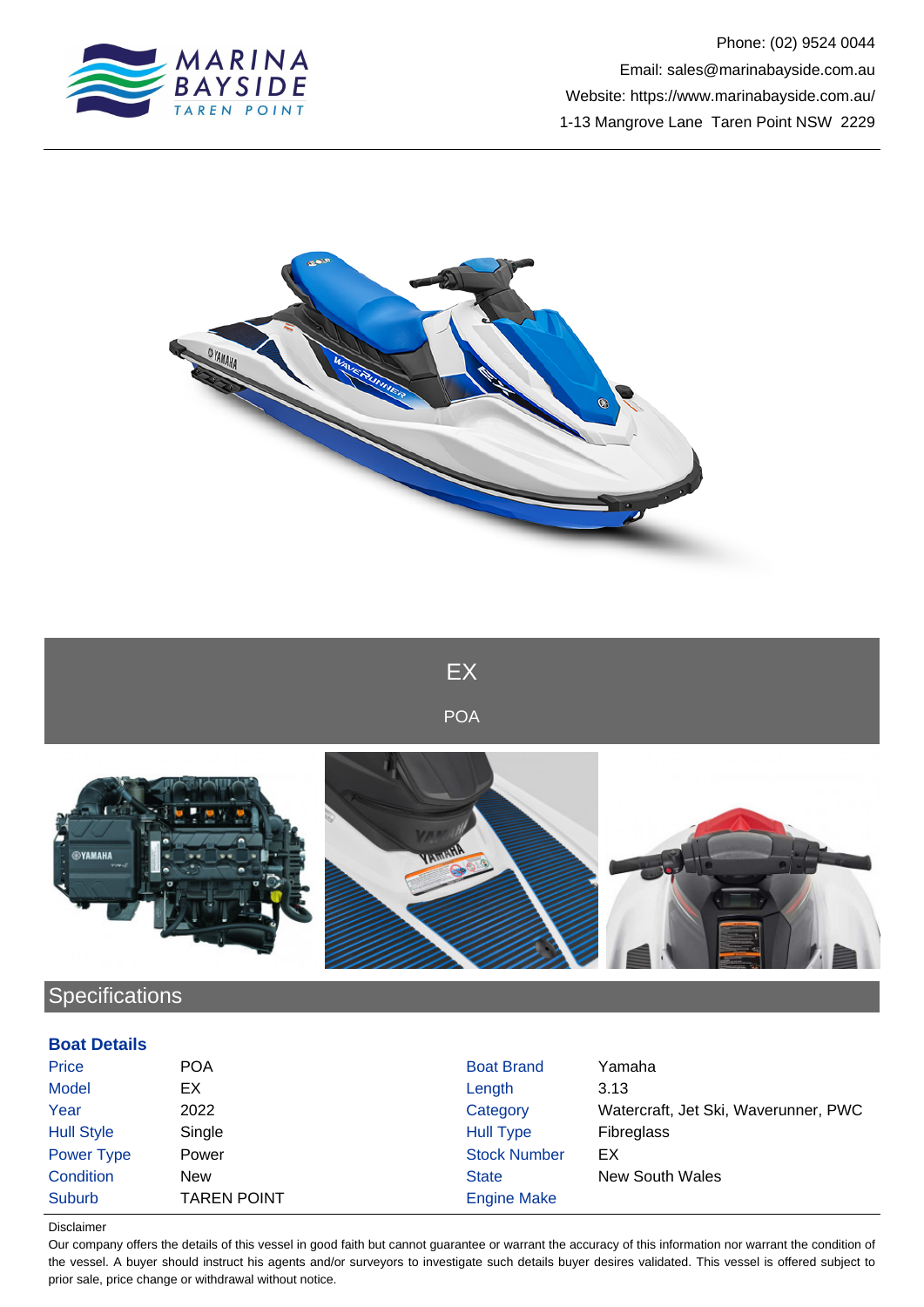Phone: (02) 9524 0044
Email: sales@marinabayside.com.au
Website: https://www.marinabayside.com.au/
1-13 Mangrove Lane Taren Point NSW 2229

# EX

POA

## Specifications

### Boat Details

| | | | |
|---|---|---|---|
| Price | POA | Boat Brand | Yamaha |
| Model | EX | Length | 3.13 |
| Year | 2022 | Category | Watercraft, Jet Ski, Waverunner, PWC |
| Hull Style | Single | Hull Type | Fibreglass |
| Power Type | Power | Stock Number | EX |
| Condition | New | State | New South Wales |
| Suburb | TAREN POINT | Engine Make | |

Disclaimer

Our company offers the details of this vessel in good faith but cannot guarantee or warrant the accuracy of this information nor warrant the condition of the vessel. A buyer should instruct his agents and/or surveyors to investigate such details buyer desires validated. This vessel is offered subject to prior sale, price change or withdrawal without notice.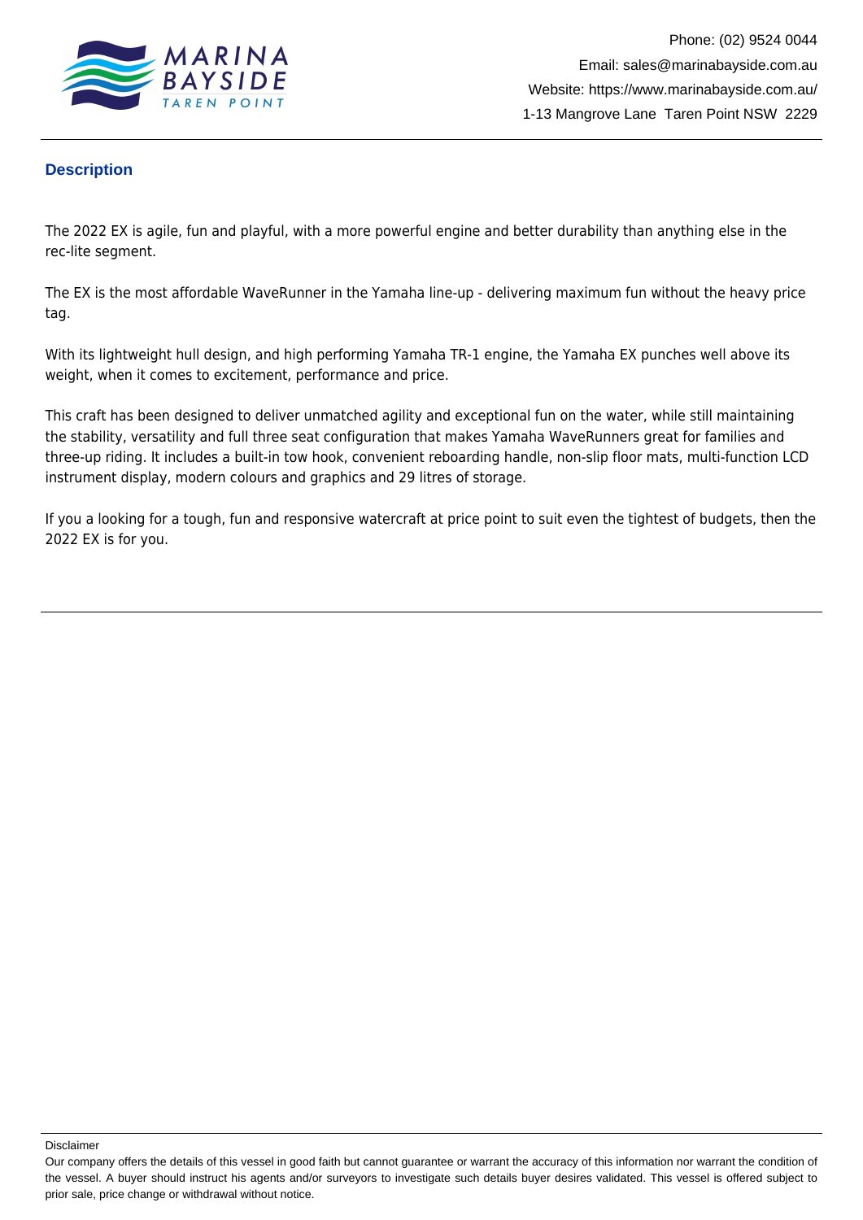Phone: (02) 9524 0044
Email: sales@marinabayside.com.au
Website: https://www.marinabayside.com.au/
1-13 Mangrove Lane Taren Point NSW 2229

## Description

The 2022 EX is agile, fun and playful, with a more powerful engine and better durability than anything else in the rec-lite segment.

The EX is the most affordable WaveRunner in the Yamaha line-up - delivering maximum fun without the heavy price tag.

With its lightweight hull design, and high performing Yamaha TR-1 engine, the Yamaha EX punches well above its weight, when it comes to excitement, performance and price.

This craft has been designed to deliver unmatched agility and exceptional fun on the water, while still maintaining the stability, versatility and full three seat configuration that makes Yamaha WaveRunners great for families and three-up riding. It includes a built-in tow hook, convenient reboarding handle, non-slip floor mats, multi-function LCD instrument display, modern colours and graphics and 29 litres of storage.

If you a looking for a tough, fun and responsive watercraft at price point to suit even the tightest of budgets, then the 2022 EX is for you.

Disclaimer

Our company offers the details of this vessel in good faith but cannot guarantee or warrant the accuracy of this information nor warrant the condition of the vessel. A buyer should instruct his agents and/or surveyors to investigate such details buyer desires validated. This vessel is offered subject to prior sale, price change or withdrawal without notice.